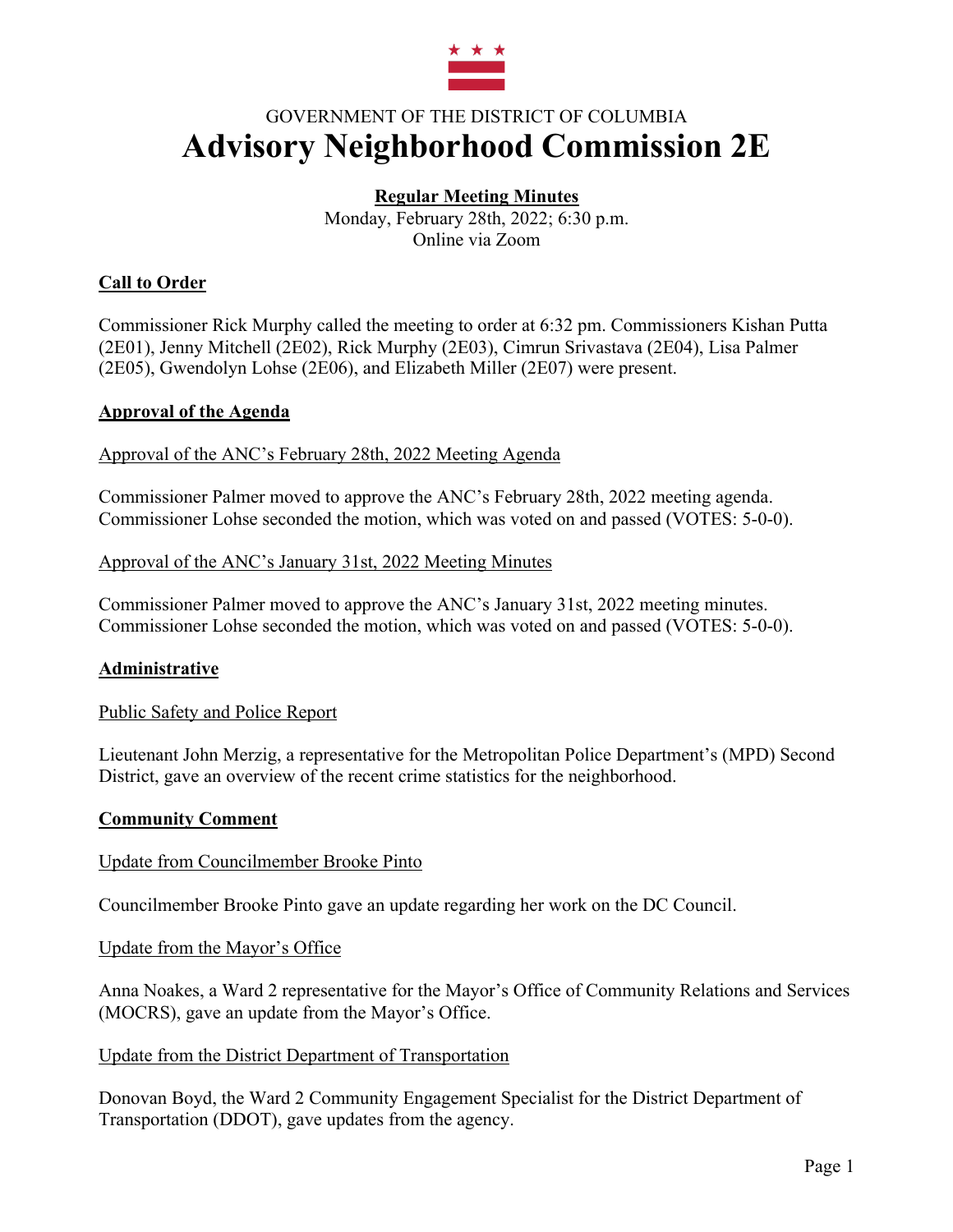GOVERNMENT OF THE DISTRICT OF COLUMBIA

# Advisory Neighborhood Commission 2E

**Regular Meeting Minutes**

Monday, February 28th, 2022; 6:30 p.m.
Online via Zoom

## Call to Order

Commissioner Rick Murphy called the meeting to order at 6:32 pm. Commissioners Kishan Putta (2E01), Jenny Mitchell (2E02), Rick Murphy (2E03), Cimrun Srivastava (2E04), Lisa Palmer (2E05), Gwendolyn Lohse (2E06), and Elizabeth Miller (2E07) were present.

## Approval of the Agenda

### Approval of the ANC's February 28th, 2022 Meeting Agenda

Commissioner Palmer moved to approve the ANC's February 28th, 2022 meeting agenda. Commissioner Lohse seconded the motion, which was voted on and passed (VOTES: 5-0-0).

### Approval of the ANC's January 31st, 2022 Meeting Minutes

Commissioner Palmer moved to approve the ANC's January 31st, 2022 meeting minutes. Commissioner Lohse seconded the motion, which was voted on and passed (VOTES: 5-0-0).

## Administrative

### Public Safety and Police Report

Lieutenant John Merzig, a representative for the Metropolitan Police Department's (MPD) Second District, gave an overview of the recent crime statistics for the neighborhood.

## Community Comment

### Update from Councilmember Brooke Pinto

Councilmember Brooke Pinto gave an update regarding her work on the DC Council.

### Update from the Mayor's Office

Anna Noakes, a Ward 2 representative for the Mayor's Office of Community Relations and Services (MOCRS), gave an update from the Mayor's Office.

### Update from the District Department of Transportation

Donovan Boyd, the Ward 2 Community Engagement Specialist for the District Department of Transportation (DDOT), gave updates from the agency.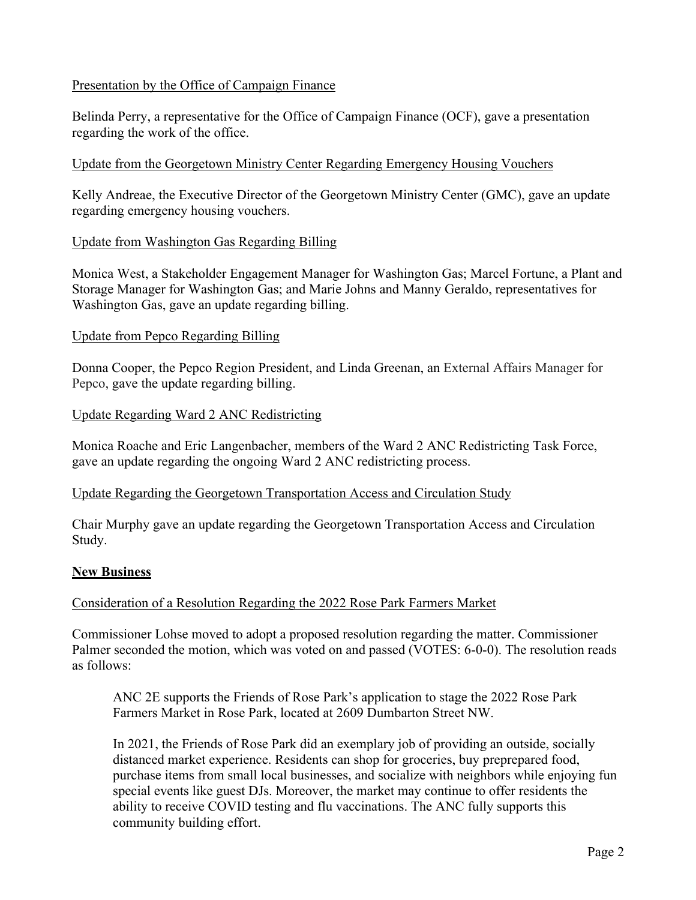Presentation by the Office of Campaign Finance

Belinda Perry, a representative for the Office of Campaign Finance (OCF), gave a presentation regarding the work of the office.

Update from the Georgetown Ministry Center Regarding Emergency Housing Vouchers

Kelly Andreae, the Executive Director of the Georgetown Ministry Center (GMC), gave an update regarding emergency housing vouchers.

Update from Washington Gas Regarding Billing

Monica West, a Stakeholder Engagement Manager for Washington Gas; Marcel Fortune, a Plant and Storage Manager for Washington Gas; and Marie Johns and Manny Geraldo, representatives for Washington Gas, gave an update regarding billing.

Update from Pepco Regarding Billing

Donna Cooper, the Pepco Region President, and Linda Greenan, an External Affairs Manager for Pepco, gave the update regarding billing.

Update Regarding Ward 2 ANC Redistricting

Monica Roache and Eric Langenbacher, members of the Ward 2 ANC Redistricting Task Force, gave an update regarding the ongoing Ward 2 ANC redistricting process.

Update Regarding the Georgetown Transportation Access and Circulation Study

Chair Murphy gave an update regarding the Georgetown Transportation Access and Circulation Study.

**New Business**

Consideration of a Resolution Regarding the 2022 Rose Park Farmers Market

Commissioner Lohse moved to adopt a proposed resolution regarding the matter. Commissioner Palmer seconded the motion, which was voted on and passed (VOTES: 6-0-0). The resolution reads as follows:

> ANC 2E supports the Friends of Rose Park's application to stage the 2022 Rose Park Farmers Market in Rose Park, located at 2609 Dumbarton Street NW.
>
> In 2021, the Friends of Rose Park did an exemplary job of providing an outside, socially distanced market experience. Residents can shop for groceries, buy preprepared food, purchase items from small local businesses, and socialize with neighbors while enjoying fun special events like guest DJs. Moreover, the market may continue to offer residents the ability to receive COVID testing and flu vaccinations. The ANC fully supports this community building effort.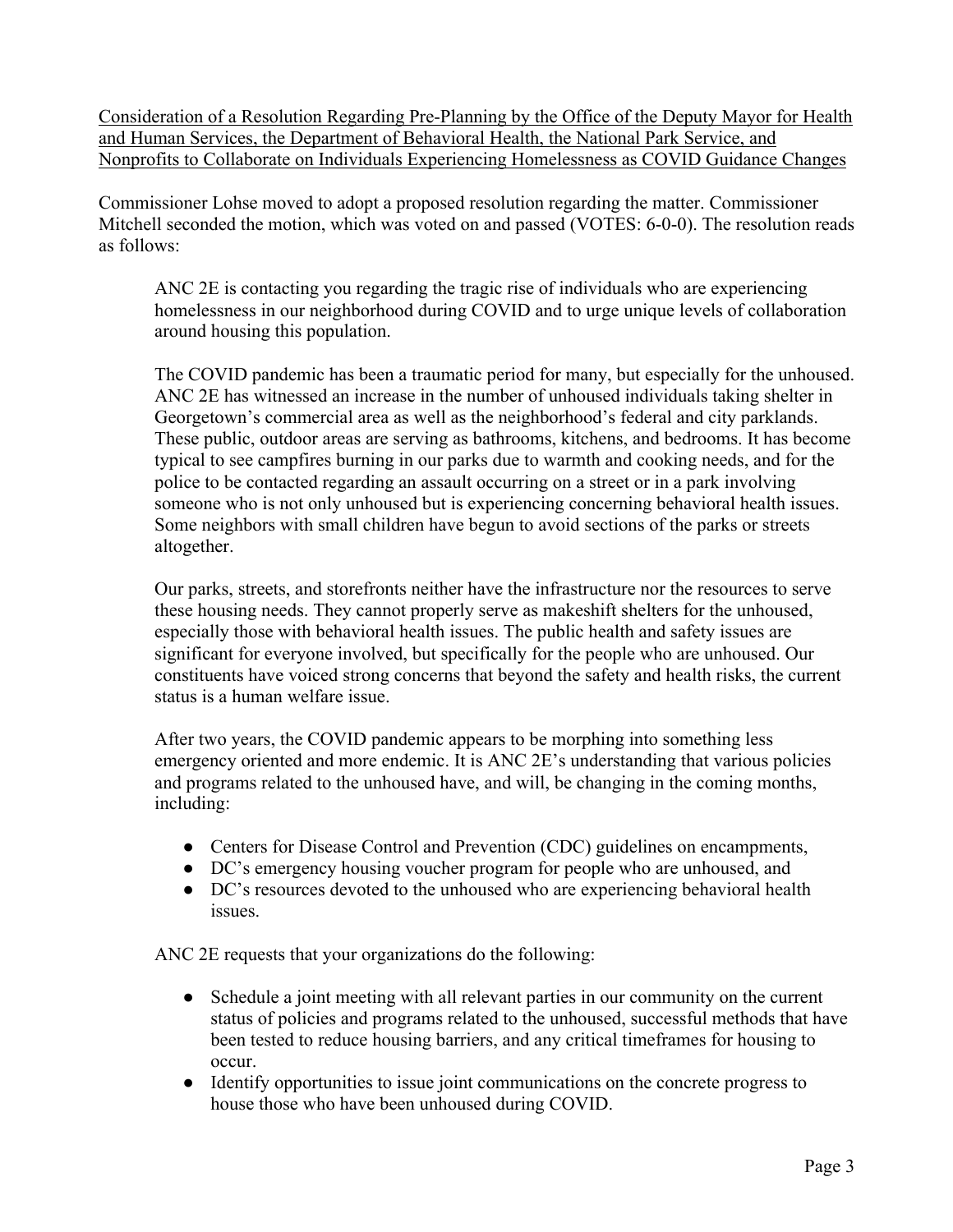<u>Consideration of a Resolution Regarding Pre-Planning by the Office of the Deputy Mayor for Health and Human Services, the Department of Behavioral Health, the National Park Service, and Nonprofits to Collaborate on Individuals Experiencing Homelessness as COVID Guidance Changes</u>

Commissioner Lohse moved to adopt a proposed resolution regarding the matter. Commissioner Mitchell seconded the motion, which was voted on and passed (VOTES: 6-0-0). The resolution reads as follows:

> ANC 2E is contacting you regarding the tragic rise of individuals who are experiencing homelessness in our neighborhood during COVID and to urge unique levels of collaboration around housing this population.
>
> The COVID pandemic has been a traumatic period for many, but especially for the unhoused. ANC 2E has witnessed an increase in the number of unhoused individuals taking shelter in Georgetown's commercial area as well as the neighborhood's federal and city parklands. These public, outdoor areas are serving as bathrooms, kitchens, and bedrooms. It has become typical to see campfires burning in our parks due to warmth and cooking needs, and for the police to be contacted regarding an assault occurring on a street or in a park involving someone who is not only unhoused but is experiencing concerning behavioral health issues. Some neighbors with small children have begun to avoid sections of the parks or streets altogether.
>
> Our parks, streets, and storefronts neither have the infrastructure nor the resources to serve these housing needs. They cannot properly serve as makeshift shelters for the unhoused, especially those with behavioral health issues. The public health and safety issues are significant for everyone involved, but specifically for the people who are unhoused. Our constituents have voiced strong concerns that beyond the safety and health risks, the current status is a human welfare issue.
>
> After two years, the COVID pandemic appears to be morphing into something less emergency oriented and more endemic. It is ANC 2E's understanding that various policies and programs related to the unhoused have, and will, be changing in the coming months, including:
>
> - Centers for Disease Control and Prevention (CDC) guidelines on encampments,
> - DC's emergency housing voucher program for people who are unhoused, and
> - DC's resources devoted to the unhoused who are experiencing behavioral health issues.
>
> ANC 2E requests that your organizations do the following:
>
> - Schedule a joint meeting with all relevant parties in our community on the current status of policies and programs related to the unhoused, successful methods that have been tested to reduce housing barriers, and any critical timeframes for housing to occur.
> - Identify opportunities to issue joint communications on the concrete progress to house those who have been unhoused during COVID.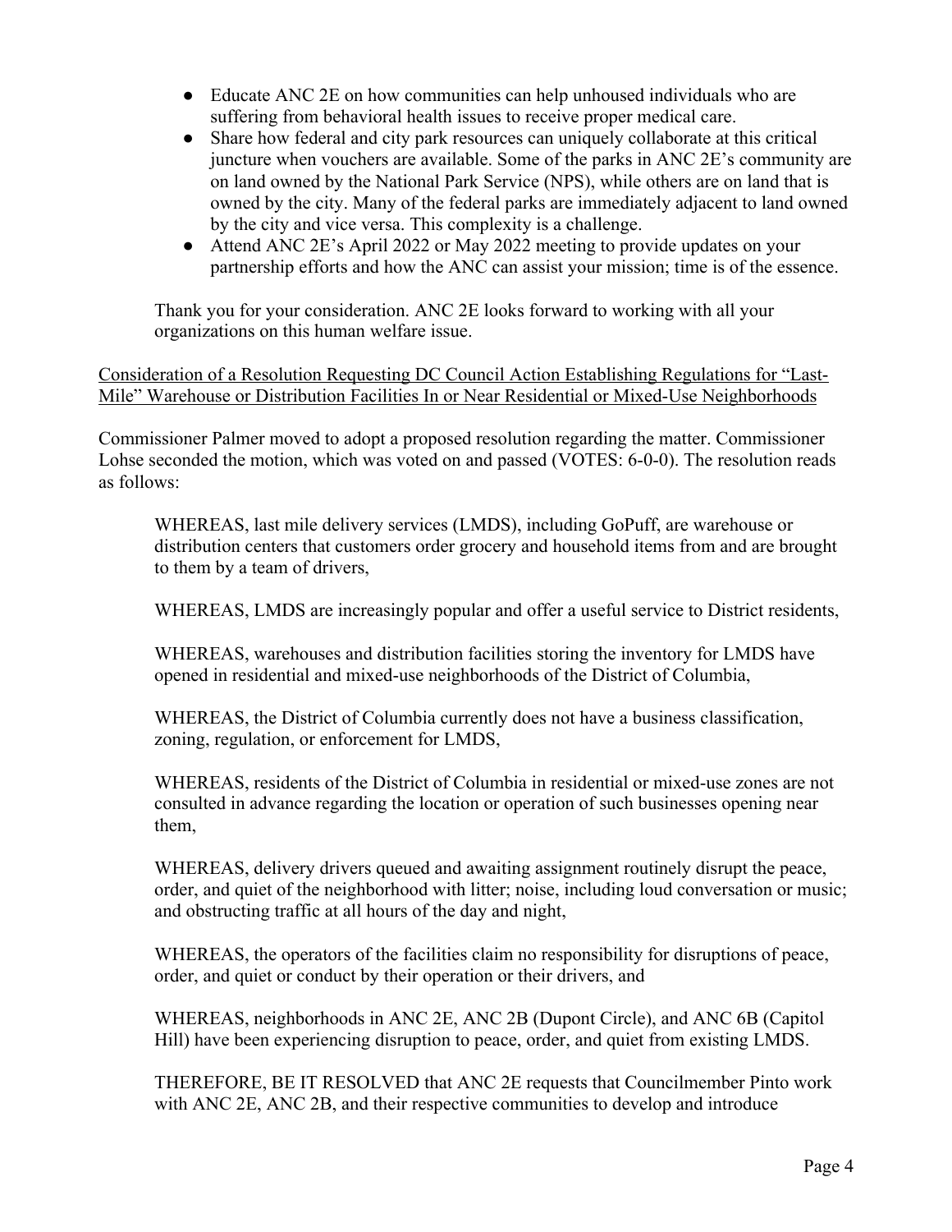- Educate ANC 2E on how communities can help unhoused individuals who are suffering from behavioral health issues to receive proper medical care.
- Share how federal and city park resources can uniquely collaborate at this critical juncture when vouchers are available. Some of the parks in ANC 2E's community are on land owned by the National Park Service (NPS), while others are on land that is owned by the city. Many of the federal parks are immediately adjacent to land owned by the city and vice versa. This complexity is a challenge.
- Attend ANC 2E's April 2022 or May 2022 meeting to provide updates on your partnership efforts and how the ANC can assist your mission; time is of the essence.

Thank you for your consideration. ANC 2E looks forward to working with all your organizations on this human welfare issue.

<u>Consideration of a Resolution Requesting DC Council Action Establishing Regulations for "Last-Mile" Warehouse or Distribution Facilities In or Near Residential or Mixed-Use Neighborhoods</u>

Commissioner Palmer moved to adopt a proposed resolution regarding the matter. Commissioner Lohse seconded the motion, which was voted on and passed (VOTES: 6-0-0). The resolution reads as follows:

> WHEREAS, last mile delivery services (LMDS), including GoPuff, are warehouse or distribution centers that customers order grocery and household items from and are brought to them by a team of drivers,
>
> WHEREAS, LMDS are increasingly popular and offer a useful service to District residents,
>
> WHEREAS, warehouses and distribution facilities storing the inventory for LMDS have opened in residential and mixed-use neighborhoods of the District of Columbia,
>
> WHEREAS, the District of Columbia currently does not have a business classification, zoning, regulation, or enforcement for LMDS,
>
> WHEREAS, residents of the District of Columbia in residential or mixed-use zones are not consulted in advance regarding the location or operation of such businesses opening near them,
>
> WHEREAS, delivery drivers queued and awaiting assignment routinely disrupt the peace, order, and quiet of the neighborhood with litter; noise, including loud conversation or music; and obstructing traffic at all hours of the day and night,
>
> WHEREAS, the operators of the facilities claim no responsibility for disruptions of peace, order, and quiet or conduct by their operation or their drivers, and
>
> WHEREAS, neighborhoods in ANC 2E, ANC 2B (Dupont Circle), and ANC 6B (Capitol Hill) have been experiencing disruption to peace, order, and quiet from existing LMDS.
>
> THEREFORE, BE IT RESOLVED that ANC 2E requests that Councilmember Pinto work with ANC 2E, ANC 2B, and their respective communities to develop and introduce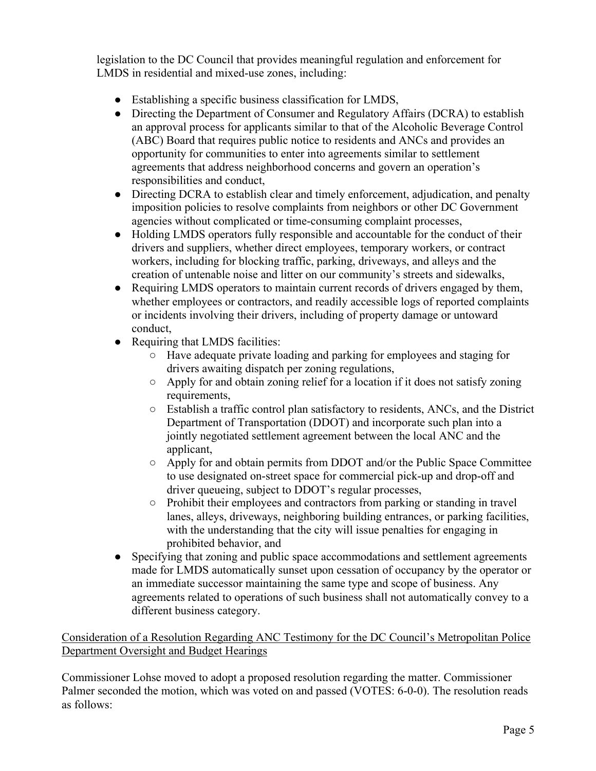legislation to the DC Council that provides meaningful regulation and enforcement for LMDS in residential and mixed-use zones, including:

- Establishing a specific business classification for LMDS,
- Directing the Department of Consumer and Regulatory Affairs (DCRA) to establish an approval process for applicants similar to that of the Alcoholic Beverage Control (ABC) Board that requires public notice to residents and ANCs and provides an opportunity for communities to enter into agreements similar to settlement agreements that address neighborhood concerns and govern an operation's responsibilities and conduct,
- Directing DCRA to establish clear and timely enforcement, adjudication, and penalty imposition policies to resolve complaints from neighbors or other DC Government agencies without complicated or time-consuming complaint processes,
- Holding LMDS operators fully responsible and accountable for the conduct of their drivers and suppliers, whether direct employees, temporary workers, or contract workers, including for blocking traffic, parking, driveways, and alleys and the creation of untenable noise and litter on our community's streets and sidewalks,
- Requiring LMDS operators to maintain current records of drivers engaged by them, whether employees or contractors, and readily accessible logs of reported complaints or incidents involving their drivers, including of property damage or untoward conduct,
- Requiring that LMDS facilities:
  - Have adequate private loading and parking for employees and staging for drivers awaiting dispatch per zoning regulations,
  - Apply for and obtain zoning relief for a location if it does not satisfy zoning requirements,
  - Establish a traffic control plan satisfactory to residents, ANCs, and the District Department of Transportation (DDOT) and incorporate such plan into a jointly negotiated settlement agreement between the local ANC and the applicant,
  - Apply for and obtain permits from DDOT and/or the Public Space Committee to use designated on-street space for commercial pick-up and drop-off and driver queueing, subject to DDOT's regular processes,
  - Prohibit their employees and contractors from parking or standing in travel lanes, alleys, driveways, neighboring building entrances, or parking facilities, with the understanding that the city will issue penalties for engaging in prohibited behavior, and
- Specifying that zoning and public space accommodations and settlement agreements made for LMDS automatically sunset upon cessation of occupancy by the operator or an immediate successor maintaining the same type and scope of business. Any agreements related to operations of such business shall not automatically convey to a different business category.

<u>Consideration of a Resolution Regarding ANC Testimony for the DC Council's Metropolitan Police Department Oversight and Budget Hearings</u>

Commissioner Lohse moved to adopt a proposed resolution regarding the matter. Commissioner Palmer seconded the motion, which was voted on and passed (VOTES: 6-0-0). The resolution reads as follows: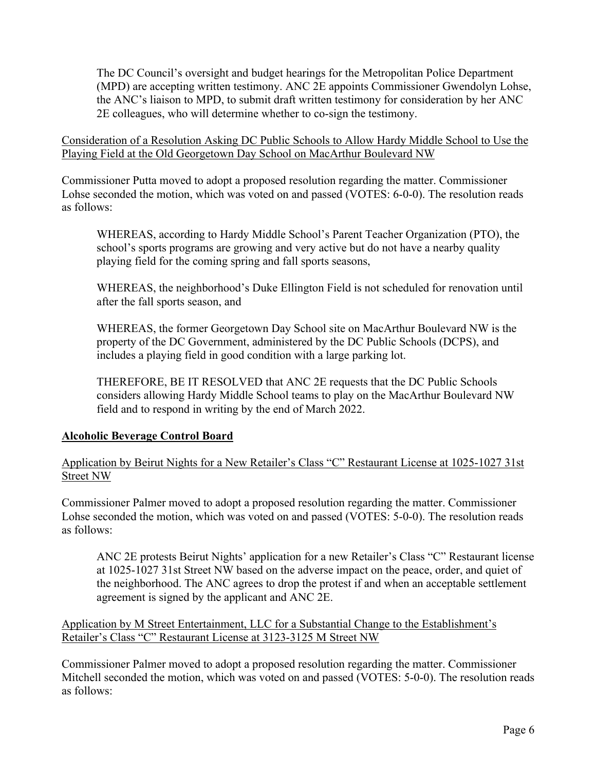The DC Council's oversight and budget hearings for the Metropolitan Police Department (MPD) are accepting written testimony. ANC 2E appoints Commissioner Gwendolyn Lohse, the ANC's liaison to MPD, to submit draft written testimony for consideration by her ANC 2E colleagues, who will determine whether to co-sign the testimony.

<u>Consideration of a Resolution Asking DC Public Schools to Allow Hardy Middle School to Use the Playing Field at the Old Georgetown Day School on MacArthur Boulevard NW</u>

Commissioner Putta moved to adopt a proposed resolution regarding the matter. Commissioner Lohse seconded the motion, which was voted on and passed (VOTES: 6-0-0). The resolution reads as follows:

> WHEREAS, according to Hardy Middle School's Parent Teacher Organization (PTO), the school's sports programs are growing and very active but do not have a nearby quality playing field for the coming spring and fall sports seasons,
>
> WHEREAS, the neighborhood's Duke Ellington Field is not scheduled for renovation until after the fall sports season, and
>
> WHEREAS, the former Georgetown Day School site on MacArthur Boulevard NW is the property of the DC Government, administered by the DC Public Schools (DCPS), and includes a playing field in good condition with a large parking lot.
>
> THEREFORE, BE IT RESOLVED that ANC 2E requests that the DC Public Schools considers allowing Hardy Middle School teams to play on the MacArthur Boulevard NW field and to respond in writing by the end of March 2022.

## Alcoholic Beverage Control Board

<u>Application by Beirut Nights for a New Retailer's Class "C" Restaurant License at 1025-1027 31st Street NW</u>

Commissioner Palmer moved to adopt a proposed resolution regarding the matter. Commissioner Lohse seconded the motion, which was voted on and passed (VOTES: 5-0-0). The resolution reads as follows:

> ANC 2E protests Beirut Nights' application for a new Retailer's Class "C" Restaurant license at 1025-1027 31st Street NW based on the adverse impact on the peace, order, and quiet of the neighborhood. The ANC agrees to drop the protest if and when an acceptable settlement agreement is signed by the applicant and ANC 2E.

<u>Application by M Street Entertainment, LLC for a Substantial Change to the Establishment's Retailer's Class "C" Restaurant License at 3123-3125 M Street NW</u>

Commissioner Palmer moved to adopt a proposed resolution regarding the matter. Commissioner Mitchell seconded the motion, which was voted on and passed (VOTES: 5-0-0). The resolution reads as follows: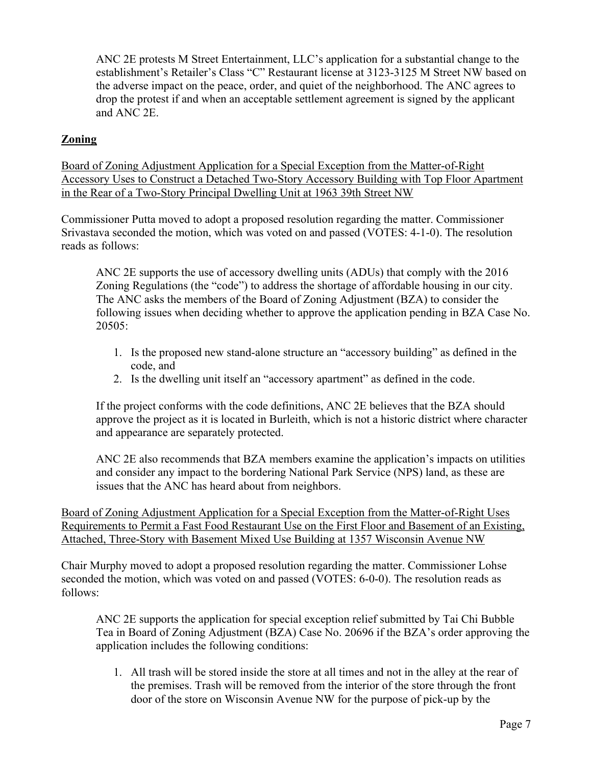> ANC 2E protests M Street Entertainment, LLC's application for a substantial change to the establishment's Retailer's Class "C" Restaurant license at 3123-3125 M Street NW based on the adverse impact on the peace, order, and quiet of the neighborhood. The ANC agrees to drop the protest if and when an acceptable settlement agreement is signed by the applicant and ANC 2E.

## **Zoning**

<u>Board of Zoning Adjustment Application for a Special Exception from the Matter-of-Right Accessory Uses to Construct a Detached Two-Story Accessory Building with Top Floor Apartment in the Rear of a Two-Story Principal Dwelling Unit at 1963 39th Street NW</u>

Commissioner Putta moved to adopt a proposed resolution regarding the matter. Commissioner Srivastava seconded the motion, which was voted on and passed (VOTES: 4-1-0). The resolution reads as follows:

> ANC 2E supports the use of accessory dwelling units (ADUs) that comply with the 2016 Zoning Regulations (the "code") to address the shortage of affordable housing in our city. The ANC asks the members of the Board of Zoning Adjustment (BZA) to consider the following issues when deciding whether to approve the application pending in BZA Case No. 20505:
>
> 1. Is the proposed new stand-alone structure an "accessory building" as defined in the code, and
> 2. Is the dwelling unit itself an "accessory apartment" as defined in the code.
>
> If the project conforms with the code definitions, ANC 2E believes that the BZA should approve the project as it is located in Burleith, which is not a historic district where character and appearance are separately protected.
>
> ANC 2E also recommends that BZA members examine the application's impacts on utilities and consider any impact to the bordering National Park Service (NPS) land, as these are issues that the ANC has heard about from neighbors.

<u>Board of Zoning Adjustment Application for a Special Exception from the Matter-of-Right Uses Requirements to Permit a Fast Food Restaurant Use on the First Floor and Basement of an Existing, Attached, Three-Story with Basement Mixed Use Building at 1357 Wisconsin Avenue NW</u>

Chair Murphy moved to adopt a proposed resolution regarding the matter. Commissioner Lohse seconded the motion, which was voted on and passed (VOTES: 6-0-0). The resolution reads as follows:

> ANC 2E supports the application for special exception relief submitted by Tai Chi Bubble Tea in Board of Zoning Adjustment (BZA) Case No. 20696 if the BZA's order approving the application includes the following conditions:
>
> 1. All trash will be stored inside the store at all times and not in the alley at the rear of the premises. Trash will be removed from the interior of the store through the front door of the store on Wisconsin Avenue NW for the purpose of pick-up by the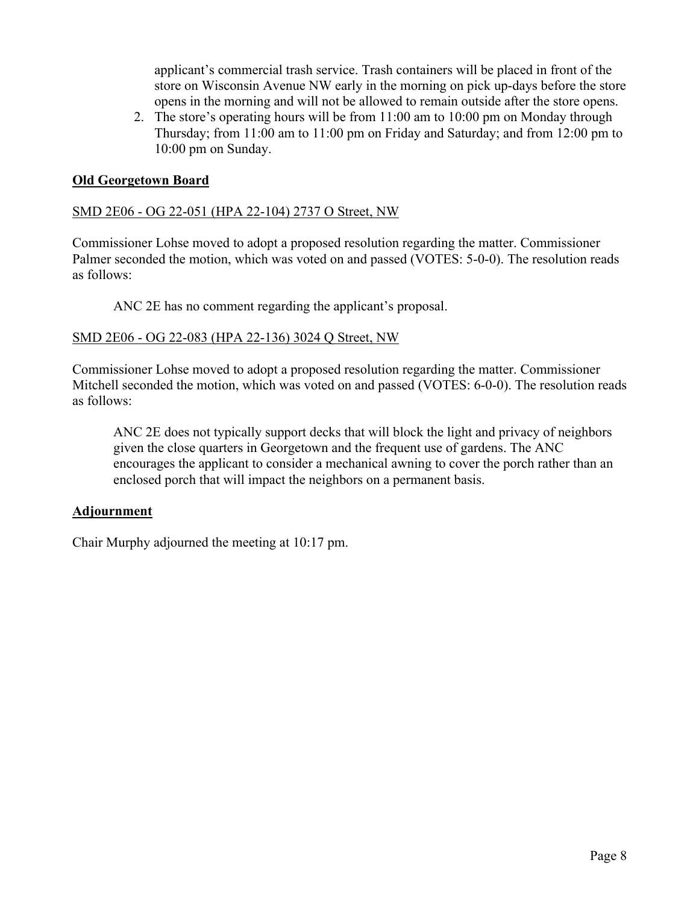applicant's commercial trash service. Trash containers will be placed in front of the store on Wisconsin Avenue NW early in the morning on pick up-days before the store opens in the morning and will not be allowed to remain outside after the store opens.

2. The store's operating hours will be from 11:00 am to 10:00 pm on Monday through Thursday; from 11:00 am to 11:00 pm on Friday and Saturday; and from 12:00 pm to 10:00 pm on Sunday.

**Old Georgetown Board**

SMD 2E06 - OG 22-051 (HPA 22-104) 2737 O Street, NW

Commissioner Lohse moved to adopt a proposed resolution regarding the matter. Commissioner Palmer seconded the motion, which was voted on and passed (VOTES: 5-0-0). The resolution reads as follows:

> ANC 2E has no comment regarding the applicant's proposal.

SMD 2E06 - OG 22-083 (HPA 22-136) 3024 Q Street, NW

Commissioner Lohse moved to adopt a proposed resolution regarding the matter. Commissioner Mitchell seconded the motion, which was voted on and passed (VOTES: 6-0-0). The resolution reads as follows:

> ANC 2E does not typically support decks that will block the light and privacy of neighbors given the close quarters in Georgetown and the frequent use of gardens. The ANC encourages the applicant to consider a mechanical awning to cover the porch rather than an enclosed porch that will impact the neighbors on a permanent basis.

**Adjournment**

Chair Murphy adjourned the meeting at 10:17 pm.